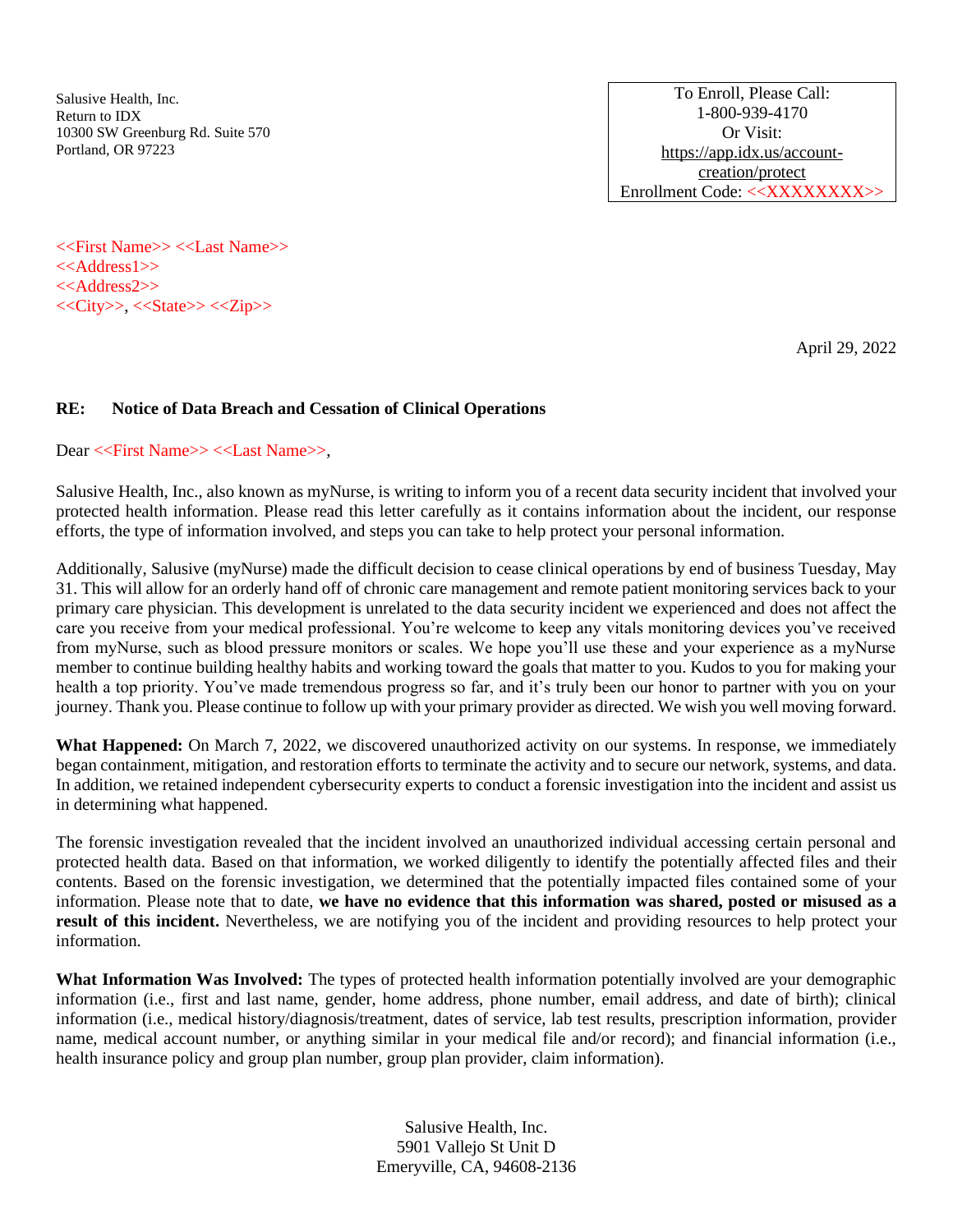Salusive Health, Inc.
Return to IDX
10300 SW Greenburg Rd. Suite 570
Portland, OR 97223

To Enroll, Please Call:
1-800-939-4170
Or Visit:
https://app.idx.us/account-creation/protect
Enrollment Code: <<XXXXXXXX>>

<<First Name>> <<Last Name>>
<<Address1>>
<<Address2>>
<<City>>, <<State>> <<Zip>>

April 29, 2022

**RE: Notice of Data Breach and Cessation of Clinical Operations**

Dear <<First Name>> <<Last Name>>,

Salusive Health, Inc., also known as myNurse, is writing to inform you of a recent data security incident that involved your protected health information. Please read this letter carefully as it contains information about the incident, our response efforts, the type of information involved, and steps you can take to help protect your personal information.

Additionally, Salusive (myNurse) made the difficult decision to cease clinical operations by end of business Tuesday, May 31. This will allow for an orderly hand off of chronic care management and remote patient monitoring services back to your primary care physician. This development is unrelated to the data security incident we experienced and does not affect the care you receive from your medical professional. You're welcome to keep any vitals monitoring devices you've received from myNurse, such as blood pressure monitors or scales. We hope you'll use these and your experience as a myNurse member to continue building healthy habits and working toward the goals that matter to you. Kudos to you for making your health a top priority. You've made tremendous progress so far, and it's truly been our honor to partner with you on your journey. Thank you. Please continue to follow up with your primary provider as directed. We wish you well moving forward.

**What Happened:** On March 7, 2022, we discovered unauthorized activity on our systems. In response, we immediately began containment, mitigation, and restoration efforts to terminate the activity and to secure our network, systems, and data. In addition, we retained independent cybersecurity experts to conduct a forensic investigation into the incident and assist us in determining what happened.

The forensic investigation revealed that the incident involved an unauthorized individual accessing certain personal and protected health data. Based on that information, we worked diligently to identify the potentially affected files and their contents. Based on the forensic investigation, we determined that the potentially impacted files contained some of your information. Please note that to date, **we have no evidence that this information was shared, posted or misused as a result of this incident.** Nevertheless, we are notifying you of the incident and providing resources to help protect your information.

**What Information Was Involved:** The types of protected health information potentially involved are your demographic information (i.e., first and last name, gender, home address, phone number, email address, and date of birth); clinical information (i.e., medical history/diagnosis/treatment, dates of service, lab test results, prescription information, provider name, medical account number, or anything similar in your medical file and/or record); and financial information (i.e., health insurance policy and group plan number, group plan provider, claim information).

Salusive Health, Inc.
5901 Vallejo St Unit D
Emeryville, CA, 94608-2136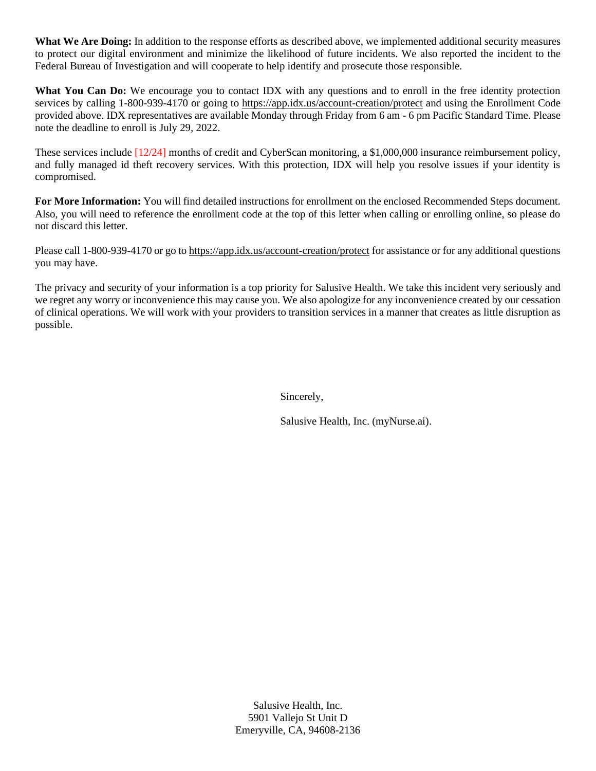**What We Are Doing:** In addition to the response efforts as described above, we implemented additional security measures to protect our digital environment and minimize the likelihood of future incidents. We also reported the incident to the Federal Bureau of Investigation and will cooperate to help identify and prosecute those responsible.

**What You Can Do:** We encourage you to contact IDX with any questions and to enroll in the free identity protection services by calling 1-800-939-4170 or going to https://app.idx.us/account-creation/protect and using the Enrollment Code provided above. IDX representatives are available Monday through Friday from 6 am - 6 pm Pacific Standard Time. Please note the deadline to enroll is July 29, 2022.

These services include [12/24] months of credit and CyberScan monitoring, a $1,000,000 insurance reimbursement policy, and fully managed id theft recovery services. With this protection, IDX will help you resolve issues if your identity is compromised.

**For More Information:** You will find detailed instructions for enrollment on the enclosed Recommended Steps document. Also, you will need to reference the enrollment code at the top of this letter when calling or enrolling online, so please do not discard this letter.

Please call 1-800-939-4170 or go to https://app.idx.us/account-creation/protect for assistance or for any additional questions you may have.

The privacy and security of your information is a top priority for Salusive Health. We take this incident very seriously and we regret any worry or inconvenience this may cause you. We also apologize for any inconvenience created by our cessation of clinical operations. We will work with your providers to transition services in a manner that creates as little disruption as possible.

Sincerely,

Salusive Health, Inc. (myNurse.ai).

Salusive Health, Inc.
5901 Vallejo St Unit D
Emeryville, CA, 94608-2136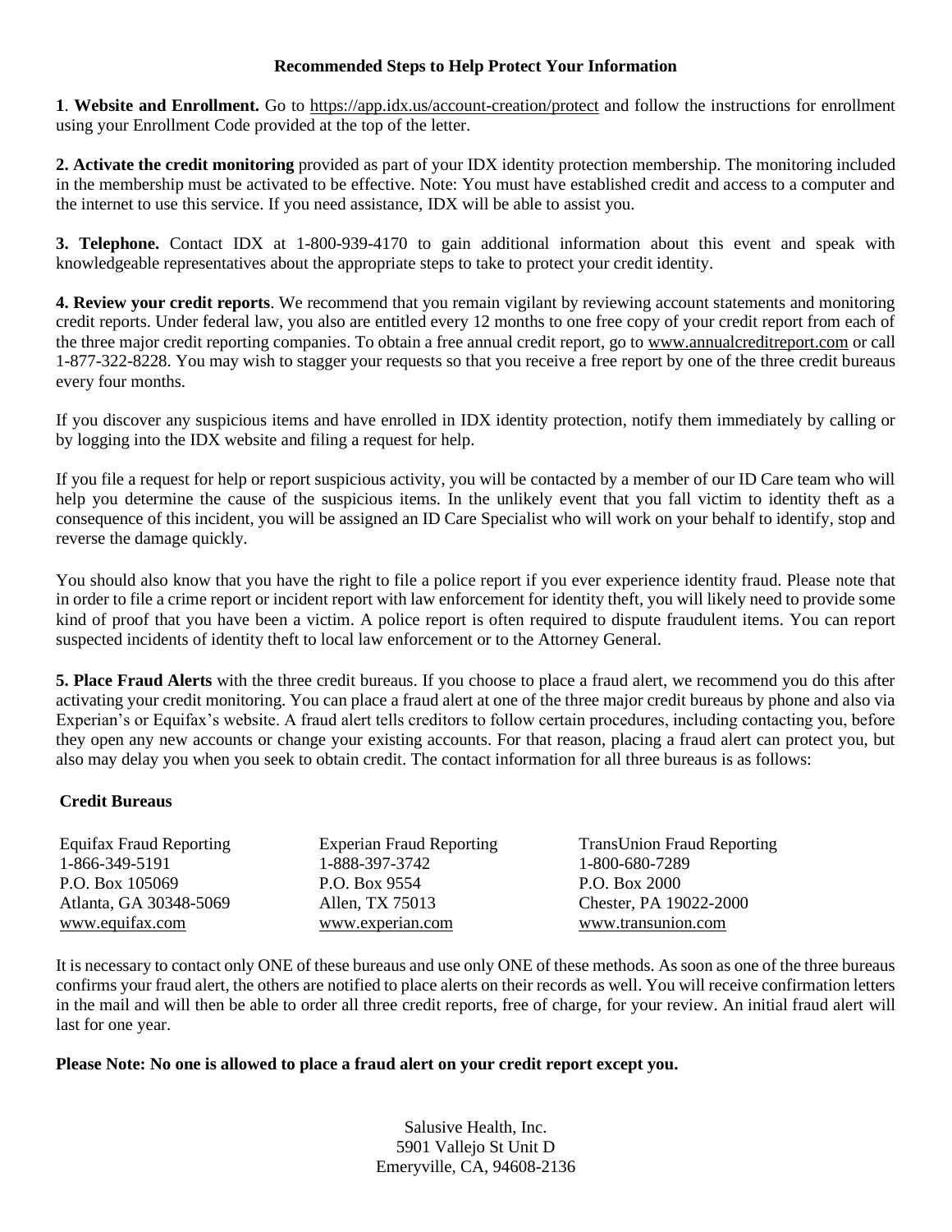## Recommended Steps to Help Protect Your Information

**1**. **Website and Enrollment.** Go to https://app.idx.us/account-creation/protect and follow the instructions for enrollment using your Enrollment Code provided at the top of the letter.

**2. Activate the credit monitoring** provided as part of your IDX identity protection membership. The monitoring included in the membership must be activated to be effective. Note: You must have established credit and access to a computer and the internet to use this service. If you need assistance, IDX will be able to assist you.

**3. Telephone.** Contact IDX at 1-800-939-4170 to gain additional information about this event and speak with knowledgeable representatives about the appropriate steps to take to protect your credit identity.

**4. Review your credit reports**. We recommend that you remain vigilant by reviewing account statements and monitoring credit reports. Under federal law, you also are entitled every 12 months to one free copy of your credit report from each of the three major credit reporting companies. To obtain a free annual credit report, go to www.annualcreditreport.com or call 1-877-322-8228. You may wish to stagger your requests so that you receive a free report by one of the three credit bureaus every four months.

If you discover any suspicious items and have enrolled in IDX identity protection, notify them immediately by calling or by logging into the IDX website and filing a request for help.

If you file a request for help or report suspicious activity, you will be contacted by a member of our ID Care team who will help you determine the cause of the suspicious items. In the unlikely event that you fall victim to identity theft as a consequence of this incident, you will be assigned an ID Care Specialist who will work on your behalf to identify, stop and reverse the damage quickly.

You should also know that you have the right to file a police report if you ever experience identity fraud. Please note that in order to file a crime report or incident report with law enforcement for identity theft, you will likely need to provide some kind of proof that you have been a victim. A police report is often required to dispute fraudulent items. You can report suspected incidents of identity theft to local law enforcement or to the Attorney General.

**5. Place Fraud Alerts** with the three credit bureaus. If you choose to place a fraud alert, we recommend you do this after activating your credit monitoring. You can place a fraud alert at one of the three major credit bureaus by phone and also via Experian's or Equifax's website. A fraud alert tells creditors to follow certain procedures, including contacting you, before they open any new accounts or change your existing accounts. For that reason, placing a fraud alert can protect you, but also may delay you when you seek to obtain credit. The contact information for all three bureaus is as follows:

**Credit Bureaus**

| Equifax Fraud Reporting | Experian Fraud Reporting | TransUnion Fraud Reporting |
|---|---|---|
| 1-866-349-5191 | 1-888-397-3742 | 1-800-680-7289 |
| P.O. Box 105069 | P.O. Box 9554 | P.O. Box 2000 |
| Atlanta, GA 30348-5069 | Allen, TX 75013 | Chester, PA 19022-2000 |
| www.equifax.com | www.experian.com | www.transunion.com |

It is necessary to contact only ONE of these bureaus and use only ONE of these methods. As soon as one of the three bureaus confirms your fraud alert, the others are notified to place alerts on their records as well. You will receive confirmation letters in the mail and will then be able to order all three credit reports, free of charge, for your review. An initial fraud alert will last for one year.

**Please Note: No one is allowed to place a fraud alert on your credit report except you.**

Salusive Health, Inc.
5901 Vallejo St Unit D
Emeryville, CA, 94608-2136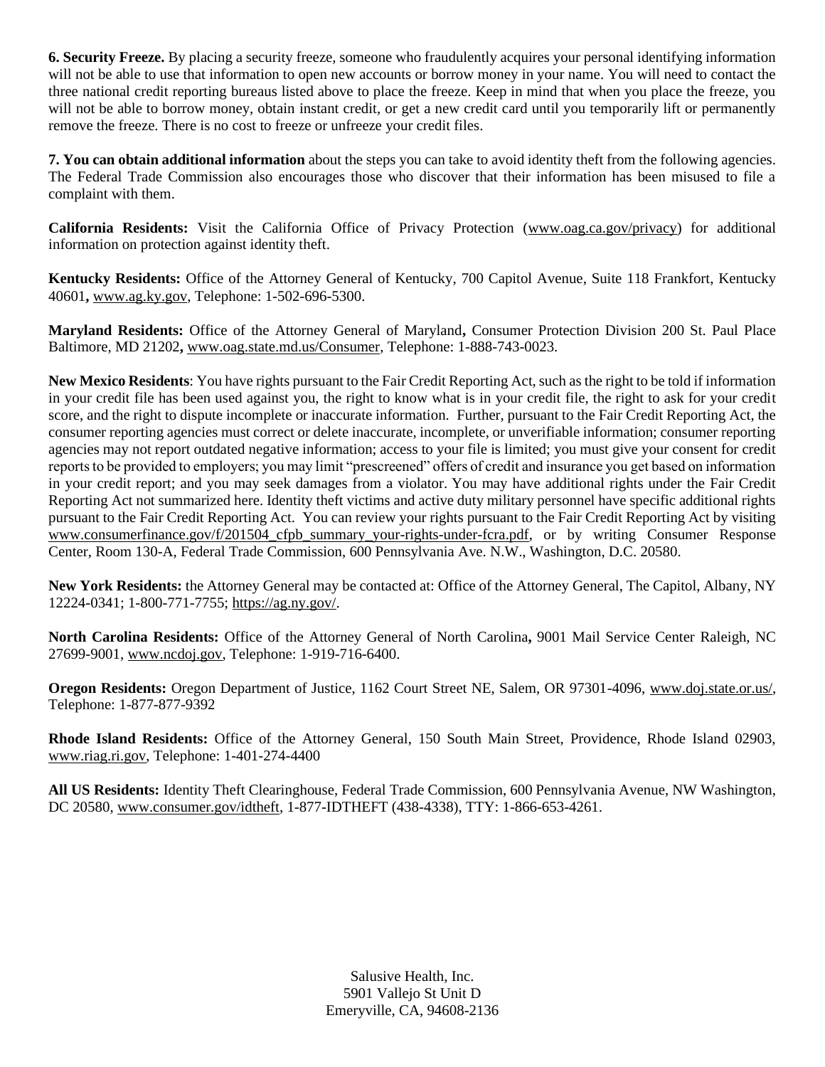**6. Security Freeze.** By placing a security freeze, someone who fraudulently acquires your personal identifying information will not be able to use that information to open new accounts or borrow money in your name. You will need to contact the three national credit reporting bureaus listed above to place the freeze. Keep in mind that when you place the freeze, you will not be able to borrow money, obtain instant credit, or get a new credit card until you temporarily lift or permanently remove the freeze. There is no cost to freeze or unfreeze your credit files.

**7. You can obtain additional information** about the steps you can take to avoid identity theft from the following agencies. The Federal Trade Commission also encourages those who discover that their information has been misused to file a complaint with them.

**California Residents:** Visit the California Office of Privacy Protection (www.oag.ca.gov/privacy) for additional information on protection against identity theft.

**Kentucky Residents:** Office of the Attorney General of Kentucky, 700 Capitol Avenue, Suite 118 Frankfort, Kentucky 40601**,** www.ag.ky.gov, Telephone: 1-502-696-5300.

**Maryland Residents:** Office of the Attorney General of Maryland**,** Consumer Protection Division 200 St. Paul Place Baltimore, MD 21202**,** www.oag.state.md.us/Consumer, Telephone: 1-888-743-0023.

**New Mexico Residents**: You have rights pursuant to the Fair Credit Reporting Act, such as the right to be told if information in your credit file has been used against you, the right to know what is in your credit file, the right to ask for your credit score, and the right to dispute incomplete or inaccurate information. Further, pursuant to the Fair Credit Reporting Act, the consumer reporting agencies must correct or delete inaccurate, incomplete, or unverifiable information; consumer reporting agencies may not report outdated negative information; access to your file is limited; you must give your consent for credit reports to be provided to employers; you may limit "prescreened" offers of credit and insurance you get based on information in your credit report; and you may seek damages from a violator. You may have additional rights under the Fair Credit Reporting Act not summarized here. Identity theft victims and active duty military personnel have specific additional rights pursuant to the Fair Credit Reporting Act. You can review your rights pursuant to the Fair Credit Reporting Act by visiting www.consumerfinance.gov/f/201504_cfpb_summary_your-rights-under-fcra.pdf, or by writing Consumer Response Center, Room 130-A, Federal Trade Commission, 600 Pennsylvania Ave. N.W., Washington, D.C. 20580.

**New York Residents:** the Attorney General may be contacted at: Office of the Attorney General, The Capitol, Albany, NY 12224-0341; 1-800-771-7755; https://ag.ny.gov/.

**North Carolina Residents:** Office of the Attorney General of North Carolina**,** 9001 Mail Service Center Raleigh, NC 27699-9001, www.ncdoj.gov, Telephone: 1-919-716-6400.

**Oregon Residents:** Oregon Department of Justice, 1162 Court Street NE, Salem, OR 97301-4096, www.doj.state.or.us/, Telephone: 1-877-877-9392

**Rhode Island Residents:** Office of the Attorney General, 150 South Main Street, Providence, Rhode Island 02903, www.riag.ri.gov, Telephone: 1-401-274-4400

**All US Residents:** Identity Theft Clearinghouse, Federal Trade Commission, 600 Pennsylvania Avenue, NW Washington, DC 20580, www.consumer.gov/idtheft, 1-877-IDTHEFT (438-4338), TTY: 1-866-653-4261.

Salusive Health, Inc.
5901 Vallejo St Unit D
Emeryville, CA, 94608-2136